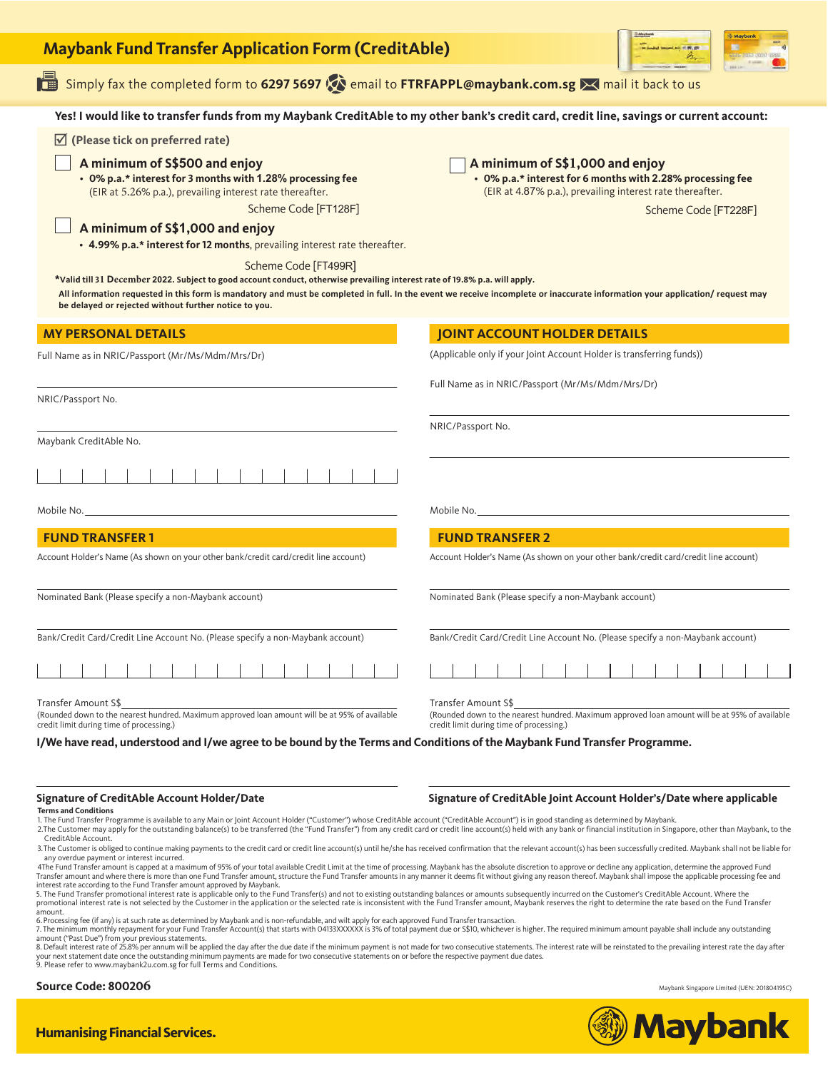# Maybank Fund Transfer Application Form (CreditAble)

Simply fax the completed form to **6297 5697** email to **FTRFAPPL@maybank.com.sg** mail it back to us

**Yes! I would like to transfer funds from my Maybank CreditAble to my other bank's credit card, credit line, savings or current account:**

☑ **(Please tick on preferred rate)**

☐ **A minimum of S$500 and enjoy**
- **0% p.a.* interest for 3 months with 1.28% processing fee** (EIR at 5.26% p.a.), prevailing interest rate thereafter.

Scheme Code [FT128F]

☐ **A minimum of S$1,000 and enjoy**
- **0% p.a.* interest for 6 months with 2.28% processing fee** (EIR at 4.87% p.a.), prevailing interest rate thereafter.

Scheme Code [FT228F]

☐ **A minimum of S$1,000 and enjoy**
- **4.99% p.a.* interest for 12 months**, prevailing interest rate thereafter.

Scheme Code [FT499R]

***Valid till 31 December 2022. Subject to good account conduct, otherwise prevailing interest rate of 19.8% p.a. will apply.**

**All information requested in this form is mandatory and must be completed in full. In the event we receive incomplete or inaccurate information your application/ request may be delayed or rejected without further notice to you.**

## MY PERSONAL DETAILS

Full Name as in NRIC/Passport (Mr/Ms/Mdm/Mrs/Dr)

NRIC/Passport No.

Maybank CreditAble No.

Mobile No.

## JOINT ACCOUNT HOLDER DETAILS

(Applicable only if your Joint Account Holder is transferring funds))

Full Name as in NRIC/Passport (Mr/Ms/Mdm/Mrs/Dr)

NRIC/Passport No.

Mobile No.

## FUND TRANSFER 1

Account Holder's Name (As shown on your other bank/credit card/credit line account)

Nominated Bank (Please specify a non-Maybank account)

Bank/Credit Card/Credit Line Account No. (Please specify a non-Maybank account)

Transfer Amount S$

(Rounded down to the nearest hundred. Maximum approved loan amount will be at 95% of available credit limit during time of processing.)

## FUND TRANSFER 2

Account Holder's Name (As shown on your other bank/credit card/credit line account)

Nominated Bank (Please specify a non-Maybank account)

Bank/Credit Card/Credit Line Account No. (Please specify a non-Maybank account)

Transfer Amount S$

(Rounded down to the nearest hundred. Maximum approved loan amount will be at 95% of available credit limit during time of processing.)

**I/We have read, understood and I/we agree to be bound by the Terms and Conditions of the Maybank Fund Transfer Programme.**

**Signature of CreditAble Account Holder/Date**

**Signature of CreditAble Joint Account Holder's/Date where applicable**

**Terms and Conditions**

1. The Fund Transfer Programme is available to any Main or Joint Account Holder ("Customer") whose CreditAble account ("CreditAble Account") is in good standing as determined by Maybank.
2. The Customer may apply for the outstanding balance(s) to be transferred (the "Fund Transfer") from any credit card or credit line account(s) held with any bank or financial institution in Singapore, other than Maybank, to the CreditAble Account.
3. The Customer is obliged to continue making payments to the credit card or credit line account(s) until he/she has received confirmation that the relevant account(s) has been successfully credited. Maybank shall not be liable for any overdue payment or interest incurred.
4. The Fund Transfer amount is capped at a maximum of 95% of your total available Credit Limit at the time of processing. Maybank has the absolute discretion to approve or decline any application, determine the approved Fund Transfer amount and where there is more than one Fund Transfer amount, structure the Fund Transfer amounts in any manner it deems fit without giving any reason thereof. Maybank shall impose the applicable processing fee and interest rate according to the Fund Transfer amount approved by Maybank.
5. The Fund Transfer promotional interest rate is applicable only to the Fund Transfer(s) and not to existing outstanding balances or amounts subsequently incurred on the Customer's CreditAble Account. Where the promotional interest rate is not selected by the Customer in the application or the selected rate is inconsistent with the Fund Transfer amount, Maybank reserves the right to determine the rate based on the Fund Transfer amount.
6. Processing fee (if any) is at such rate as determined by Maybank and is non-refundable, and wilt apply for each approved Fund Transfer transaction.
7. The minimum monthly repayment for your Fund Transfer Account(s) that starts with 04133XXXXXX is 3% of total payment due or S$10, whichever is higher. The required minimum amount payable shall include any outstanding amount ("Past Due") from your previous statements.
8. Default interest rate of 25.8% per annum will be applied the day after the due date if the minimum payment is not made for two consecutive statements. The interest rate will be reinstated to the prevailing interest rate the day after your next statement date once the outstanding minimum payments are made for two consecutive statements on or before the respective payment due dates.
9. Please refer to www.maybank2u.com.sg for full Terms and Conditions.

**Source Code: 800206**

Maybank Singapore Limited (UEN: 201804195C)

**Humanising Financial Services.**

Maybank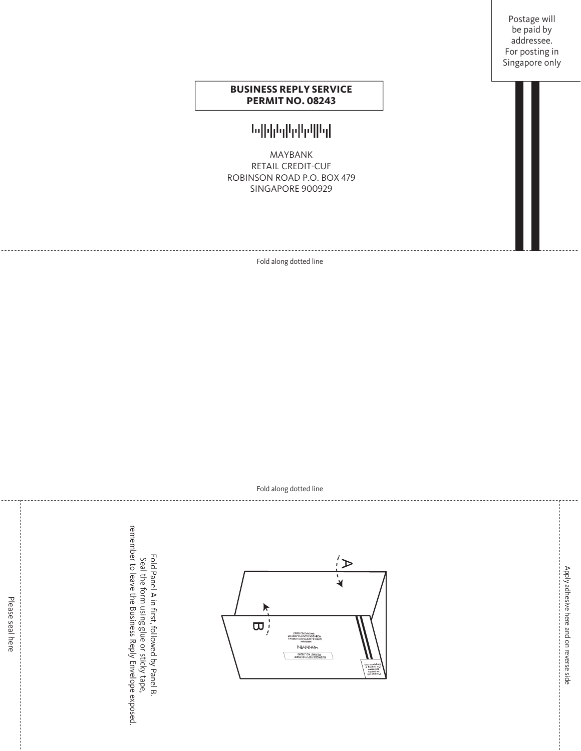Postage will be paid by addressee. For posting in Singapore only

**BUSINESS REPLY SERVICE**
**PERMIT NO. 08243**

MAYBANK
RETAIL CREDIT-CUF
ROBINSON ROAD P.O. BOX 479
SINGAPORE 900929

Fold along dotted line

Fold along dotted line

Fold Panel A in first, followed by Panel B.
Seal the form using glue or sticky tape,
remember to leave the Business Reply Envelope exposed.

A

B

Please seal here

Apply adhesive here and on reverse side